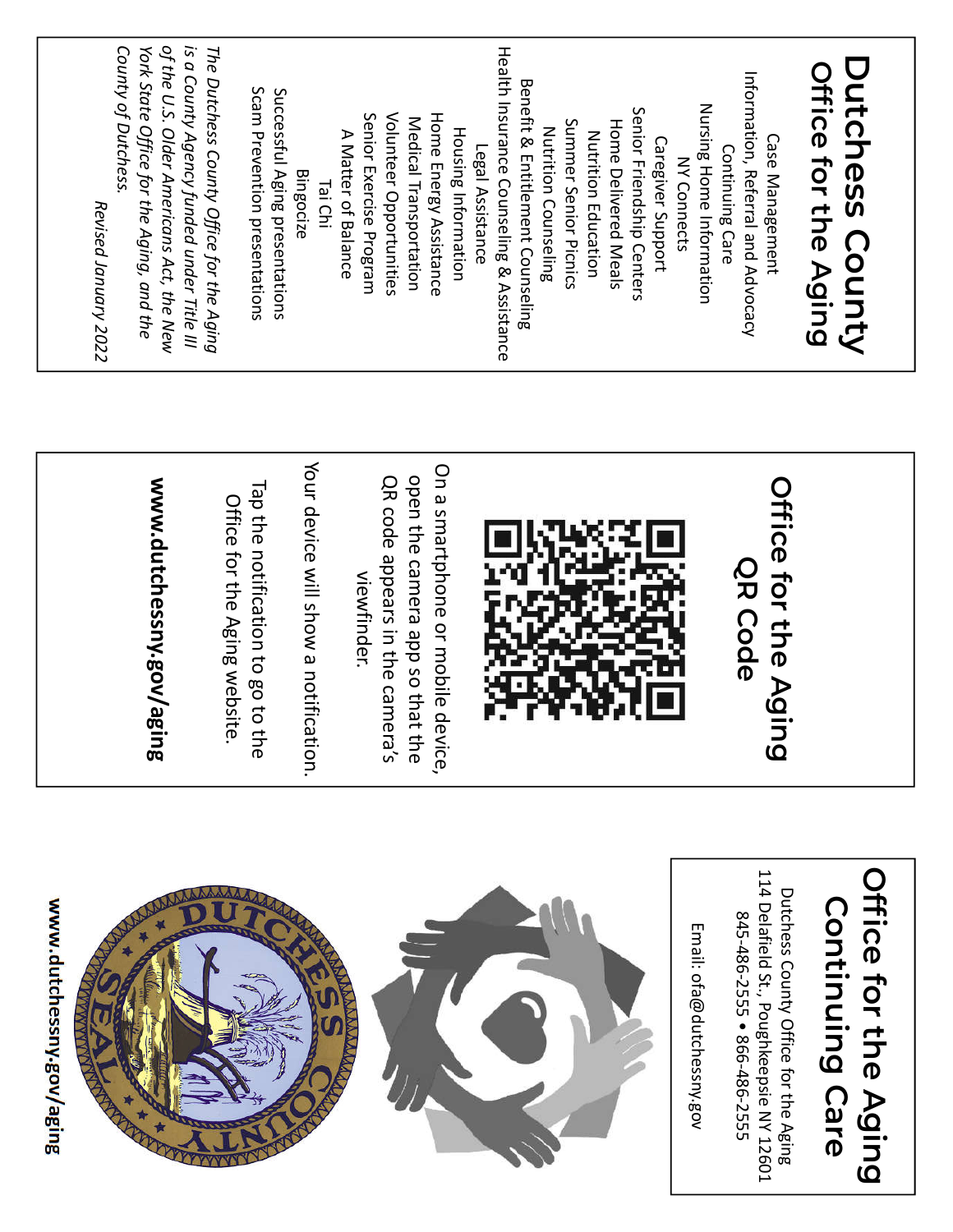# Dutchess County Office for the Aging

Case Management
Information, Referral and Advocacy
Continuing Care
Nursing Home Information
NY Connects
Caregiver Support
Senior Friendship Centers
Home Delivered Meals
Nutrition Education
Summer Senior Picnics
Nutrition Counseling
Benefit & Entitlement Counseling
Health Insurance Counseling & Assistance
Legal Assistance
Housing Information
Home Energy Assistance
Medical Transportation
Volunteer Opportunities
Senior Exercise Program
A Matter of Balance
Tai Chi
Bingocize
Successful Aging presentations
Scam Prevention presentations

*The Dutchess County Office for the Aging is a County Agency funded under Title III of the U.S. Older Americans Act, the New York State Office for the Aging, and the County of Dutchess.*

*Revised January 2022*

## Office for the Aging QR Code

On a smartphone or mobile device, open the camera app so that the QR code appears in the camera's viewfinder.

Your device will show a notification.

Tap the notification to go to the Office for the Aging website.

**www.dutchessny.gov/aging**

# Office for the Aging Continuing Care

Dutchess County Office for the Aging
114 Delafield St., Poughkeepsie NY 12601
845-486-2555 • 866-486-2555

Email: ofa@dutchessny.gov

**www.dutchessny.gov/aging**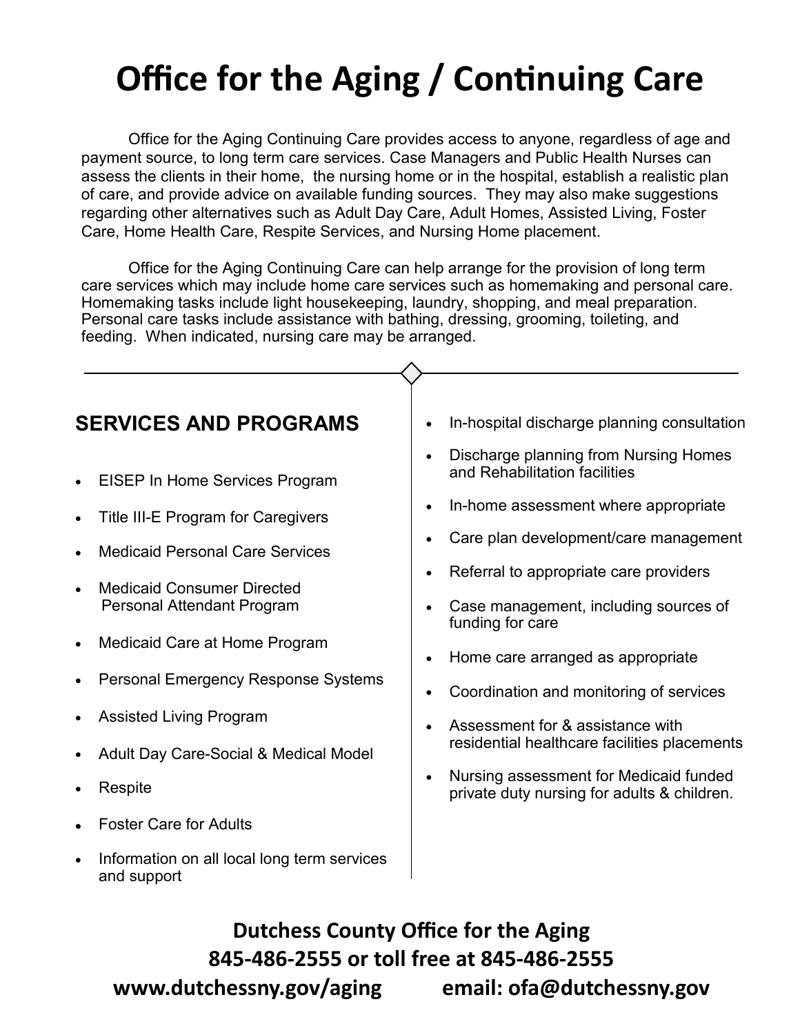# Office for the Aging / Continuing Care

Office for the Aging Continuing Care provides access to anyone, regardless of age and payment source, to long term care services. Case Managers and Public Health Nurses can assess the clients in their home, the nursing home or in the hospital, establish a realistic plan of care, and provide advice on available funding sources. They may also make suggestions regarding other alternatives such as Adult Day Care, Adult Homes, Assisted Living, Foster Care, Home Health Care, Respite Services, and Nursing Home placement.

Office for the Aging Continuing Care can help arrange for the provision of long term care services which may include home care services such as homemaking and personal care. Homemaking tasks include light housekeeping, laundry, shopping, and meal preparation. Personal care tasks include assistance with bathing, dressing, grooming, toileting, and feeding. When indicated, nursing care may be arranged.

## SERVICES AND PROGRAMS

- EISEP In Home Services Program
- Title III-E Program for Caregivers
- Medicaid Personal Care Services
- Medicaid Consumer Directed Personal Attendant Program
- Medicaid Care at Home Program
- Personal Emergency Response Systems
- Assisted Living Program
- Adult Day Care-Social & Medical Model
- Respite
- Foster Care for Adults
- Information on all local long term services and support
- In-hospital discharge planning consultation
- Discharge planning from Nursing Homes and Rehabilitation facilities
- In-home assessment where appropriate
- Care plan development/care management
- Referral to appropriate care providers
- Case management, including sources of funding for care
- Home care arranged as appropriate
- Coordination and monitoring of services
- Assessment for & assistance with residential healthcare facilities placements
- Nursing assessment for Medicaid funded private duty nursing for adults & children.

**Dutchess County Office for the Aging**

**845-486-2555 or toll free at 845-486-2555**

**www.dutchessny.gov/aging email: ofa@dutchessny.gov**